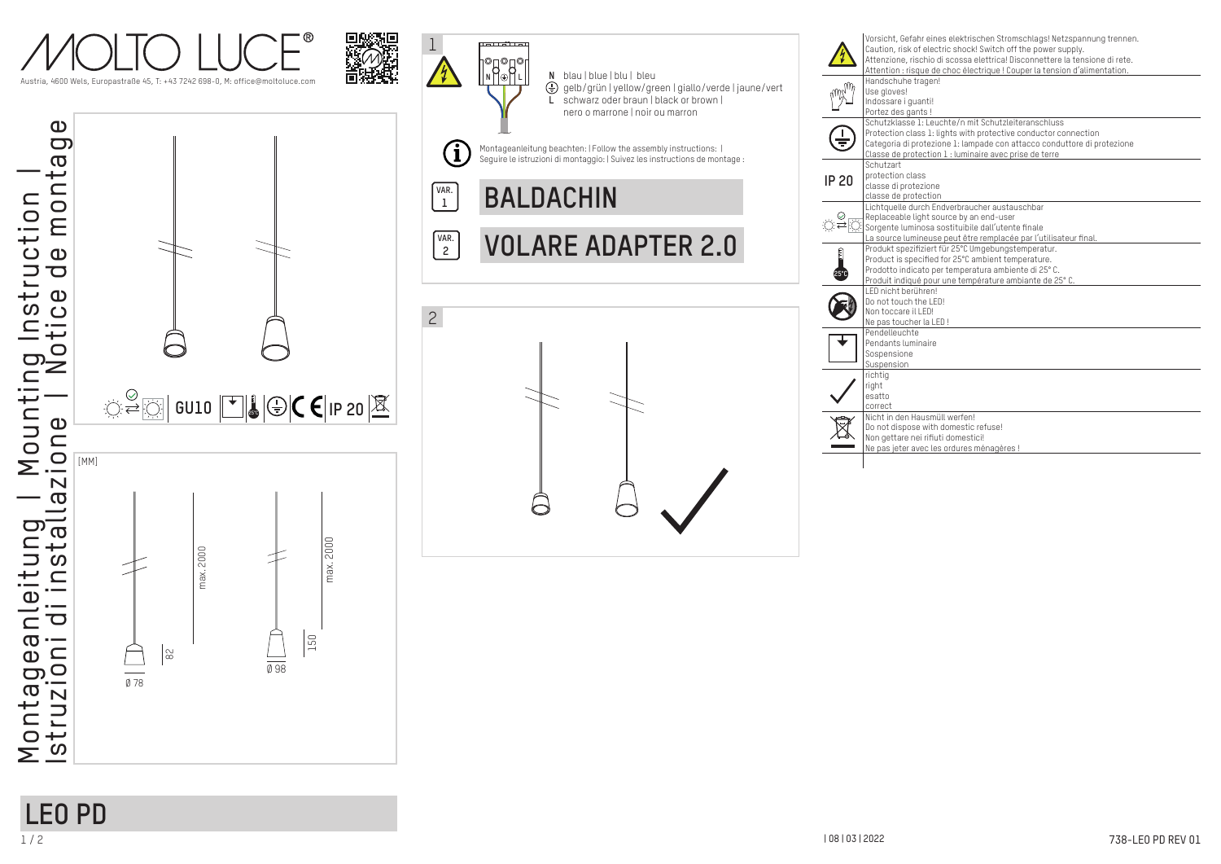# MOLTO LUCE®

Austria, 4600 Wels, Europastraße 45, T: +43 7242 698-0, M: office@moltoluce.com

Montageanleitung | Mounting Instruction | Istruzioni di installazione | Notice de montage

GU10 IP 20

[MM]

max. 2000

max. 2000

82

150

Ø 78

Ø 98

# LEO PD

1

N blau | blue | blu | bleu

gelb/grün | yellow/green | giallo/verde | jaune/vert

L schwarz oder braun | black or brown | nero o marrone | noir ou marron

Montageanleitung beachten: | Follow the assembly instructions: | Seguire le istruzioni di montaggio: | Suivez les instructions de montage :

VAR. 1 **BALDACHIN**

VAR. 2 **VOLARE ADAPTER 2.0**

2

| Symbol | Description |
|---|---|
| ⚡ | Vorsicht, Gefahr eines elektrischen Stromschlags! Netzspannung trennen.<br>Caution, risk of electric shock! Switch off the power supply.<br>Attenzione, rischio di scossa elettrica! Disconnettere la tensione di rete.<br>Attention : risque de choc électrique ! Couper la tension d'alimentation. |
| | Handschuhe tragen!<br>Use gloves!<br>Indossare i guanti!<br>Portez des gants ! |
| | Schutzklasse 1: Leuchte/n mit Schutzleiteranschluss<br>Protection class 1: lights with protective conductor connection<br>Categoria di protezione 1: lampade con attacco conduttore di protezione<br>Classe de protection 1 : luminaire avec prise de terre |
| IP 20 | Schutzart<br>protection class<br>classe di protezione<br>classe de protection |
| | Lichtquelle durch Endverbraucher austauschbar<br>Replaceable light source by an end-user<br>Sorgente luminosa sostituibile dall'utente finale<br>La source lumineuse peut être remplacée par l'utilisateur final. |
| 25°C | Produkt spezifiziert für 25°C Umgebungstemperatur.<br>Product is specified for 25°C ambient temperature.<br>Prodotto indicato per temperatura ambiente di 25° C.<br>Produit indiqué pour une température ambiante de 25° C. |
| | LED nicht berühren!<br>Do not touch the LED!<br>Non toccare il LED!<br>Ne pas toucher la LED ! |
| | Pendelleuchte<br>Pendants luminaire<br>Sospensione<br>Suspension |
| ✓ | richtig<br>right<br>esatto<br>correct |
| | Nicht in den Hausmüll werfen!<br>Do not dispose with domestic refuse!<br>Non gettare nei rifiuti domestici!<br>Ne pas jeter avec les ordures ménagères ! |

| 08 | 03 | 2022

738-LEO PD REV 01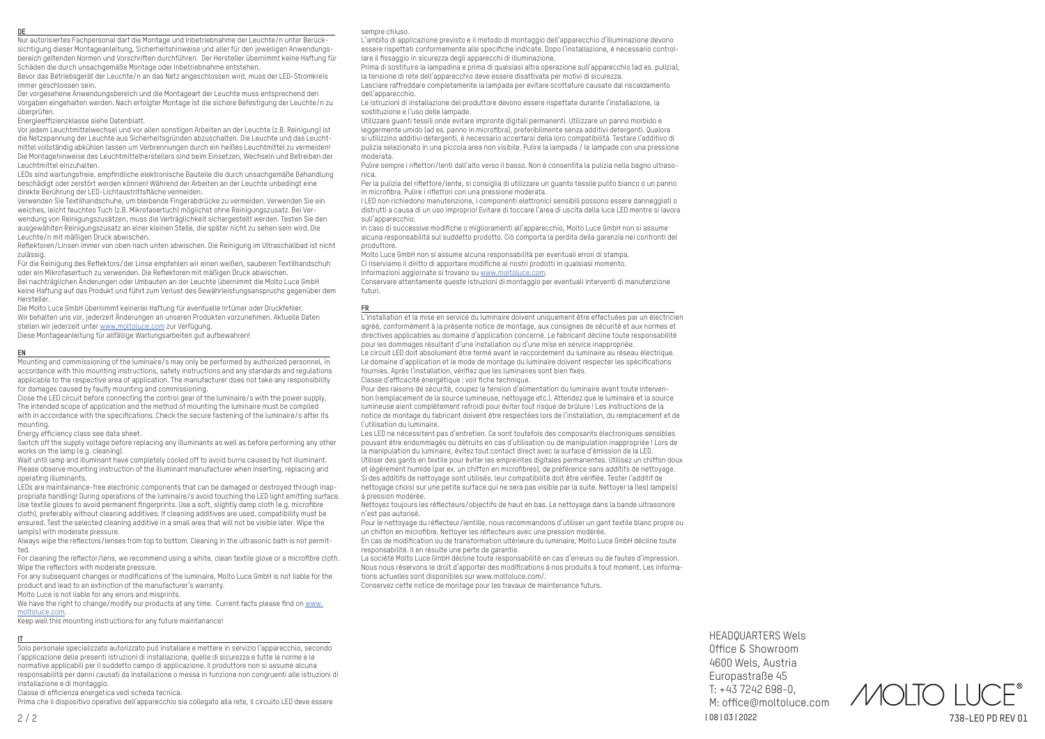## DE

Nur autorisiertes Fachpersonal darf die Montage und Inbetriebnahme der Leuchte/n unter Berücksichtigung dieser Montageanleitung, Sicherheitshinweise und aller für den jeweiligen Anwendungsbereich geltenden Normen und Vorschriften durchführen. Der Hersteller übernimmt keine Haftung für Schäden die durch unsachgemäße Montage oder Inbetriebnahme entstehen.
Bevor das Betriebsgerät der Leuchte/n an das Netz angeschlossen wird, muss der LED-Stromkreis immer geschlossen sein.
Der vorgesehene Anwendungsbereich und die Montageart der Leuchte muss entsprechend den Vorgaben eingehalten werden. Nach erfolgter Montage ist die sichere Befestigung der Leuchte/n zu überprüfen.
Energieeffizienzklasse siehe Datenblatt.
Vor jedem Leuchtmittelwechsel und vor allen sonstigen Arbeiten an der Leuchte (z.B. Reinigung) ist die Netzspannung der Leuchte aus Sicherheitsgründen abzuschalten. Die Leuchte und das Leuchtmittel vollständig abkühlen lassen um Verbrennungen durch ein heißes Leuchtmittel zu vermeiden! Die Montagehinweise des Leuchtmittelherstellers sind beim Einsetzen, Wechseln und Betreiben der Leuchtmittel einzuhalten.
LEDs sind wartungsfreie, empfindliche elektronische Bauteile die durch unsachgemäße Behandlung beschädigt oder zerstört werden können! Während der Arbeiten an der Leuchte unbedingt eine direkte Berührung der LED-Lichtaustrittsfläche vermeiden.
Verwenden Sie Textilhandschuhe, um bleibende Fingerabdrücke zu vermeiden. Verwenden Sie ein weiches, leicht feuchtes Tuch (z.B. Mikrofasertuch) möglichst ohne Reinigungszusatz. Bei Verwendung von Reinigungszusätzen, muss die Verträglichkeit sichergestellt werden. Testen Sie den ausgewählten Reinigungszusatz an einer kleinen Stelle, die später nicht zu sehen sein wird. Die Leuchte/n mit mäßigen Druck abwischen.
Reflektoren/Linsen immer von oben nach unten abwischen. Die Reinigung im Ultraschallbad ist nicht zulässig.
Für die Reinigung des Reflektors/der Linse empfehlen wir einen weißen, sauberen Textilhandschuh oder ein Mikrofasertuch zu verwenden. Die Reflektoren mit mäßigen Druck abwischen.
Bei nachträglichen Änderungen oder Umbauten an der Leuchte übernimmt die Molto Luce GmbH keine Haftung auf das Produkt und führt zum Verlust des Gewährleistungsanspruchs gegenüber dem Hersteller.
Die Molto Luce GmbH übernimmt keinerlei Haftung für eventuelle Irrtümer oder Druckfehler.
Wir behalten uns vor, jederzeit Änderungen an unseren Produkten vorzunehmen. Aktuelle Daten stellen wir jederzeit unter www.moltoluce.com zur Verfügung.
Diese Montageanleitung für allfällige Wartungsarbeiten gut aufbewahren!

## EN

Mounting and commissioning of the luminaire/s may only be performed by authorized personnel, in accordance with this mounting instructions, safety instructions and any standards and regulations applicable to the respective area of application. The manufacturer does not take any responsibility for damages caused by faulty mounting and commissioning.
Close the LED circuit before connecting the control gear of the luminaire/s with the power supply.
The intended scope of application and the method of mounting the luminaire must be complied with in accordance with the specifications. Check the secure fastening of the luminaire/s after its mounting.
Energy efficiency class see data sheet.
Switch off the supply voltage before replacing any illuminants as well as before performing any other works on the lamp (e.g. cleaning).
Wait until lamp and illuminant have completely cooled off to avoid burns caused by hot illuminant. Please observe mounting instruction of the illuminant manufacturer when inserting, replacing and operating illuminants.
LEDs are maintainance-free electronic components that can be damaged or destroyed through inappropriate handling! During operations of the luminaire/s avoid touching the LED light emitting surface.
Use textile gloves to avoid permanent fingerprints. Use a soft, slightly damp cloth (e.g. microfibre cloth), preferably without cleaning additives. If cleaning additives are used, compatibility must be ensured. Test the selected cleaning additive in a small area that will not be visible later. Wipe the lamp(s) with moderate pressure.
Always wipe the reflectors/lenses from top to bottom. Cleaning in the ultrasonic bath is not permitted.
For cleaning the reflector/lens, we recommend using a white, clean textile glove or a microfibre cloth. Wipe the reflectors with moderate pressure.
For any subsequent changes or modifications of the luminaire, Molto Luce GmbH is not liable for the product and lead to an extinction of the manufacturer's warranty.
Molto Luce is not liable for any errors and misprints.
We have the right to change/modify our products at any time. Current facts please find on www.moltoluce.com.
Keep well this mounting instructions for any future maintanance!

## IT

Solo personale specializzato autorizzato può installare e mettere in servizio l'apparecchio, secondo l'applicazione delle presenti istruzioni di installazione, quelle di sicurezza e tutte le norme e le normative applicabili per il suddetto campo di applicazione. Il produttore non si assume alcuna responsabilità per danni causati da installazione o messa in funzione non congruenti alle istruzioni di installazione e di montaggio.
Classe di efficienza energetica vedi scheda tecnica.
Prima che il dispositivo operativo dell'apparecchio sia collegato alla rete, il circuito LED deve essere sempre chiuso.
L'ambito di applicazione previsto e il metodo di montaggio dell'apparecchio d'illuminazione devono essere rispettati conformemente alle specifiche indicate. Dopo l'installazione, è necessario controllare il fissaggio in sicurezza degli apparecchi di illuminazione.
Prima di sostituire la lampadina e prima di qualsiasi altra operazione sull'apparecchio (ad es. pulizia), la tensione di rete dell'apparecchio deve essere disattivata per motivi di sicurezza.
Lasciare raffreddare completamente la lampada per evitare scottature causate dal riscaldamento dell'apparecchio.
Le istruzioni di installazione del produttore devono essere rispettate durante l'installazione, la sostituzione e l'uso delle lampade.
Utilizzare guanti tessili onde evitare impronte digitali permanenti. Utilizzare un panno morbido e leggermente umido (ad es. panno in microfibra), preferibilmente senza additivi detergenti. Qualora si utilizzino additivi detergenti, è necessario accertarsi della loro compatibilità. Testare l'additivo di pulizia selezionato in una piccola area non visibile. Pulire la lampada / le lampade con una pressione moderata.
Pulire sempre i riflettori/lenti dall'alto verso il basso. Non è consentita la pulizia nella bagno ultrasonica.
Per la pulizia del riflettore/lente, si consiglia di utilizzare un guanto tessile pulito bianco o un panno in microfibra. Pulire i riflettori con una pressione moderata.
I LED non richiedono manutenzione, i componenti elettronici sensibili possono essere danneggiati o distrutti a causa di un uso improprio! Evitare di toccare l'area di uscita della luce LED mentre si lavora sull'apparecchio.
In caso di successive modifiche o miglioramenti all'apparecchio, Molto Luce GmbH non si assume alcuna responsabilità per suddetto prodotto. Ciò comporta la perdita della garanzia nei confronti del produttore.
Molto Luce GmbH non si assume alcuna responsabilità per eventuali errori di stampa.
Ci riserviamo il diritto di apportare modifiche ai nostri prodotti in qualsiasi momento.
Informazioni aggiornate si trovano su www.moltoluce.com.
Conservare attentamente queste istruzioni di montaggio per eventuali interventi di manutenzione futuri.

## FR

L'installation et la mise en service du luminaire doivent uniquement être effectuées par un électricien agréé, conformément à la présente notice de montage, aux consignes de sécurité et aux normes et directives applicables au domaine d'application concerné. Le fabricant décline toute responsabilité pour les dommages résultant d'une installation ou d'une mise en service inappropriée.
Le circuit LED doit absolument être fermé avant le raccordement du luminaire au réseau électrique.
Le domaine d'application et le mode de montage du luminaire doivent respecter les spécifications fournies. Après l'installation, vérifiez que les luminaires sont bien fixés.
Classe d'efficacité énergétique : voir fiche technique.
Pour des raisons de sécurité, coupez la tension d'alimentation du luminaire avant toute intervention (remplacement de la source lumineuse, nettoyage etc.). Attendez que le luminaire et la source lumineuse aient complètement refroidi pour éviter tout risque de brûlure ! Les instructions de la notice de montage du fabricant doivent être respectées lors de l'installation, du remplacement et de l'utilisation du luminaire.
Les LED ne nécessitent pas d'entretien. Ce sont toutefois des composants électroniques sensibles pouvant être endommagés ou détruits en cas d'utilisation ou de manipulation inappropriée ! Lors de la manipulation du luminaire, évitez tout contact direct avec la surface d'émission de la LED.
Utiliser des gants en textile pour éviter les empreintes digitales permanentes. Utilisez un chiffon doux et légèrement humide (par ex. un chiffon en microfibres), de préférence sans additifs de nettoyage. Si des additifs de nettoyage sont utilisés, leur compatibilité doit être vérifiée. Tester l'additif de nettoyage choisi sur une petite surface qui ne sera pas visible par la suite. Nettoyer la (les) lampe(s) à pression modérée.
Nettoyez toujours les réflecteurs/objectifs de haut en bas. Le nettoyage dans la bande ultrasonore n'est pas autorisé.
Pour le nettoyage du réflecteur/lentille, nous recommandons d'utiliser un gant textile blanc propre ou un chiffon en microfibre. Nettoyer les réflecteurs avec une pression modérée.
En cas de modification ou de transformation ultérieure du luminaire, Molto Luce GmbH décline toute responsabilité. Il en résulte une perte de garantie.
La société Molto Luce GmbH décline toute responsabilité en cas d'erreurs ou de fautes d'impression.
Nous nous réservons le droit d'apporter des modifications à nos produits à tout moment. Les informations actuelles sont disponibles sur www.moltoluce.com/.
Conservez cette notice de montage pour les travaux de maintenance futurs.

HEADQUARTERS Wels
Office & Showroom
4600 Wels, Austria
Europastraße 45
T: +43 7242 698-0,
M: office@moltoluce.com

MOLTO LUCE®

| 08 | 03 | 2022

738-LEO PD REV 01